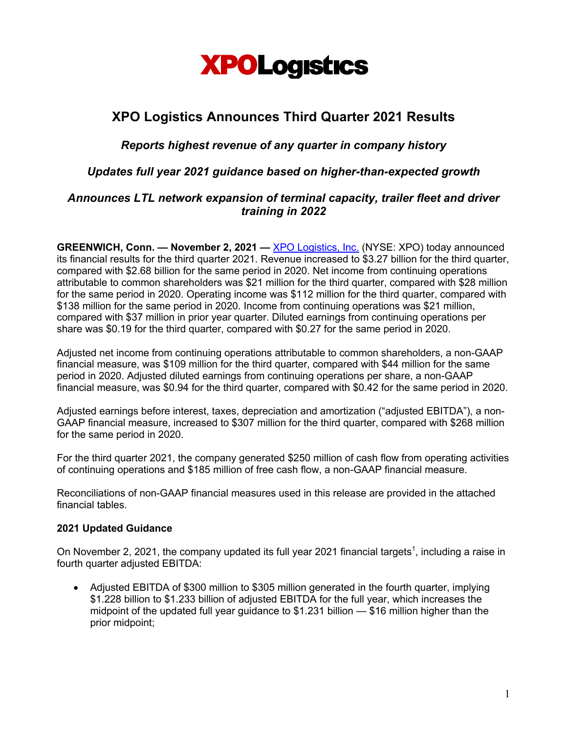# XPO Logistics

## XPO Logistics Announces Third Quarter 2021 Results

***Reports highest revenue of any quarter in company history***

***Updates full year 2021 guidance based on higher-than-expected growth***

***Announces LTL network expansion of terminal capacity, trailer fleet and driver training in 2022***

**GREENWICH, Conn. — November 2, 2021 —** XPO Logistics, Inc. (NYSE: XPO) today announced its financial results for the third quarter 2021. Revenue increased to $3.27 billion for the third quarter, compared with $2.68 billion for the same period in 2020. Net income from continuing operations attributable to common shareholders was $21 million for the third quarter, compared with $28 million for the same period in 2020. Operating income was $112 million for the third quarter, compared with $138 million for the same period in 2020. Income from continuing operations was $21 million, compared with $37 million in prior year quarter. Diluted earnings from continuing operations per share was $0.19 for the third quarter, compared with $0.27 for the same period in 2020.

Adjusted net income from continuing operations attributable to common shareholders, a non-GAAP financial measure, was $109 million for the third quarter, compared with $44 million for the same period in 2020. Adjusted diluted earnings from continuing operations per share, a non-GAAP financial measure, was $0.94 for the third quarter, compared with $0.42 for the same period in 2020.

Adjusted earnings before interest, taxes, depreciation and amortization ("adjusted EBITDA"), a non-GAAP financial measure, increased to $307 million for the third quarter, compared with $268 million for the same period in 2020.

For the third quarter 2021, the company generated $250 million of cash flow from operating activities of continuing operations and $185 million of free cash flow, a non-GAAP financial measure.

Reconciliations of non-GAAP financial measures used in this release are provided in the attached financial tables.

**2021 Updated Guidance**

On November 2, 2021, the company updated its full year 2021 financial targets[1], including a raise in fourth quarter adjusted EBITDA:

- Adjusted EBITDA of $300 million to $305 million generated in the fourth quarter, implying $1.228 billion to $1.233 billion of adjusted EBITDA for the full year, which increases the midpoint of the updated full year guidance to $1.231 billion — $16 million higher than the prior midpoint;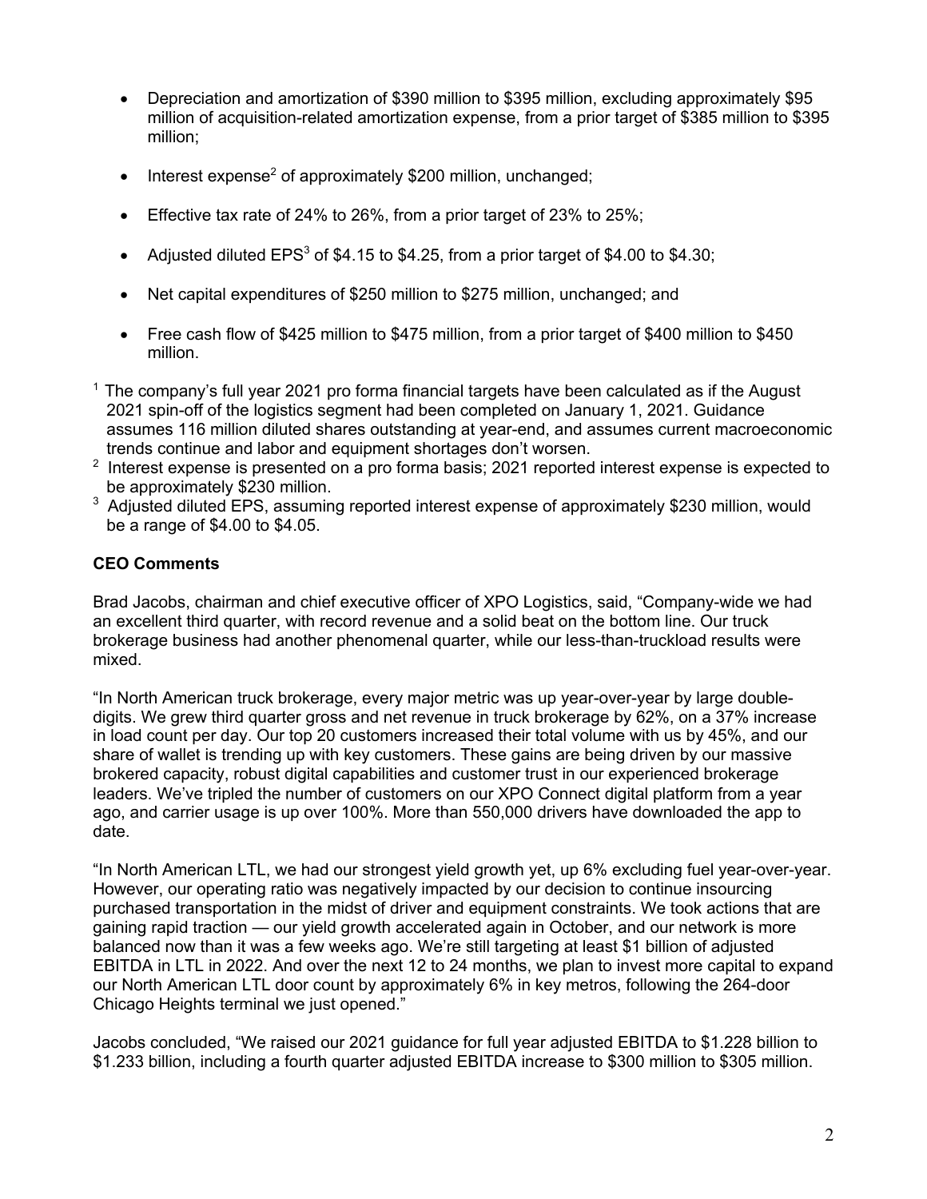- Depreciation and amortization of $390 million to $395 million, excluding approximately $95 million of acquisition-related amortization expense, from a prior target of $385 million to $395 million;

- Interest expense[2] of approximately $200 million, unchanged;

- Effective tax rate of 24% to 26%, from a prior target of 23% to 25%;

- Adjusted diluted EPS[3] of $4.15 to $4.25, from a prior target of $4.00 to $4.30;

- Net capital expenditures of $250 million to $275 million, unchanged; and

- Free cash flow of $425 million to $475 million, from a prior target of $400 million to $450 million.

[1] The company's full year 2021 pro forma financial targets have been calculated as if the August 2021 spin-off of the logistics segment had been completed on January 1, 2021. Guidance assumes 116 million diluted shares outstanding at year-end, and assumes current macroeconomic trends continue and labor and equipment shortages don't worsen.

[2] Interest expense is presented on a pro forma basis; 2021 reported interest expense is expected to be approximately $230 million.

[3] Adjusted diluted EPS, assuming reported interest expense of approximately $230 million, would be a range of $4.00 to $4.05.

**CEO Comments**

Brad Jacobs, chairman and chief executive officer of XPO Logistics, said, "Company-wide we had an excellent third quarter, with record revenue and a solid beat on the bottom line. Our truck brokerage business had another phenomenal quarter, while our less-than-truckload results were mixed.

"In North American truck brokerage, every major metric was up year-over-year by large double-digits. We grew third quarter gross and net revenue in truck brokerage by 62%, on a 37% increase in load count per day. Our top 20 customers increased their total volume with us by 45%, and our share of wallet is trending up with key customers. These gains are being driven by our massive brokered capacity, robust digital capabilities and customer trust in our experienced brokerage leaders. We've tripled the number of customers on our XPO Connect digital platform from a year ago, and carrier usage is up over 100%. More than 550,000 drivers have downloaded the app to date.

"In North American LTL, we had our strongest yield growth yet, up 6% excluding fuel year-over-year. However, our operating ratio was negatively impacted by our decision to continue insourcing purchased transportation in the midst of driver and equipment constraints. We took actions that are gaining rapid traction — our yield growth accelerated again in October, and our network is more balanced now than it was a few weeks ago. We're still targeting at least $1 billion of adjusted EBITDA in LTL in 2022. And over the next 12 to 24 months, we plan to invest more capital to expand our North American LTL door count by approximately 6% in key metros, following the 264-door Chicago Heights terminal we just opened."

Jacobs concluded, "We raised our 2021 guidance for full year adjusted EBITDA to $1.228 billion to $1.233 billion, including a fourth quarter adjusted EBITDA increase to $300 million to $305 million.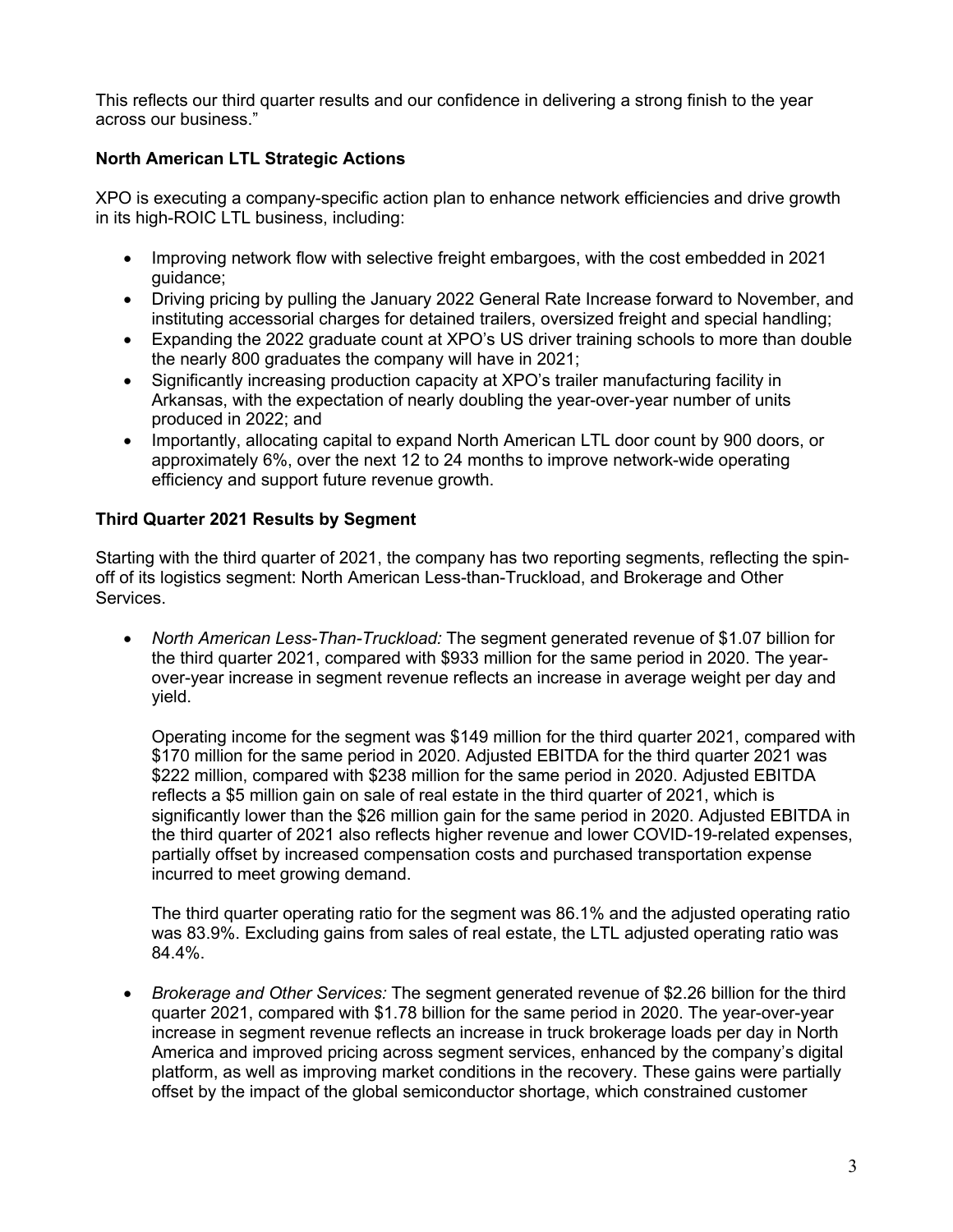This reflects our third quarter results and our confidence in delivering a strong finish to the year across our business."

### North American LTL Strategic Actions

XPO is executing a company-specific action plan to enhance network efficiencies and drive growth in its high-ROIC LTL business, including:

- Improving network flow with selective freight embargoes, with the cost embedded in 2021 guidance;
- Driving pricing by pulling the January 2022 General Rate Increase forward to November, and instituting accessorial charges for detained trailers, oversized freight and special handling;
- Expanding the 2022 graduate count at XPO's US driver training schools to more than double the nearly 800 graduates the company will have in 2021;
- Significantly increasing production capacity at XPO's trailer manufacturing facility in Arkansas, with the expectation of nearly doubling the year-over-year number of units produced in 2022; and
- Importantly, allocating capital to expand North American LTL door count by 900 doors, or approximately 6%, over the next 12 to 24 months to improve network-wide operating efficiency and support future revenue growth.

### Third Quarter 2021 Results by Segment

Starting with the third quarter of 2021, the company has two reporting segments, reflecting the spin-off of its logistics segment: North American Less-than-Truckload, and Brokerage and Other Services.

- *North American Less-Than-Truckload:* The segment generated revenue of $1.07 billion for the third quarter 2021, compared with $933 million for the same period in 2020. The year-over-year increase in segment revenue reflects an increase in average weight per day and yield.

  Operating income for the segment was $149 million for the third quarter 2021, compared with $170 million for the same period in 2020. Adjusted EBITDA for the third quarter 2021 was $222 million, compared with $238 million for the same period in 2020. Adjusted EBITDA reflects a $5 million gain on sale of real estate in the third quarter of 2021, which is significantly lower than the $26 million gain for the same period in 2020. Adjusted EBITDA in the third quarter of 2021 also reflects higher revenue and lower COVID-19-related expenses, partially offset by increased compensation costs and purchased transportation expense incurred to meet growing demand.

  The third quarter operating ratio for the segment was 86.1% and the adjusted operating ratio was 83.9%. Excluding gains from sales of real estate, the LTL adjusted operating ratio was 84.4%.

- *Brokerage and Other Services:* The segment generated revenue of $2.26 billion for the third quarter 2021, compared with $1.78 billion for the same period in 2020. The year-over-year increase in segment revenue reflects an increase in truck brokerage loads per day in North America and improved pricing across segment services, enhanced by the company's digital platform, as well as improving market conditions in the recovery. These gains were partially offset by the impact of the global semiconductor shortage, which constrained customer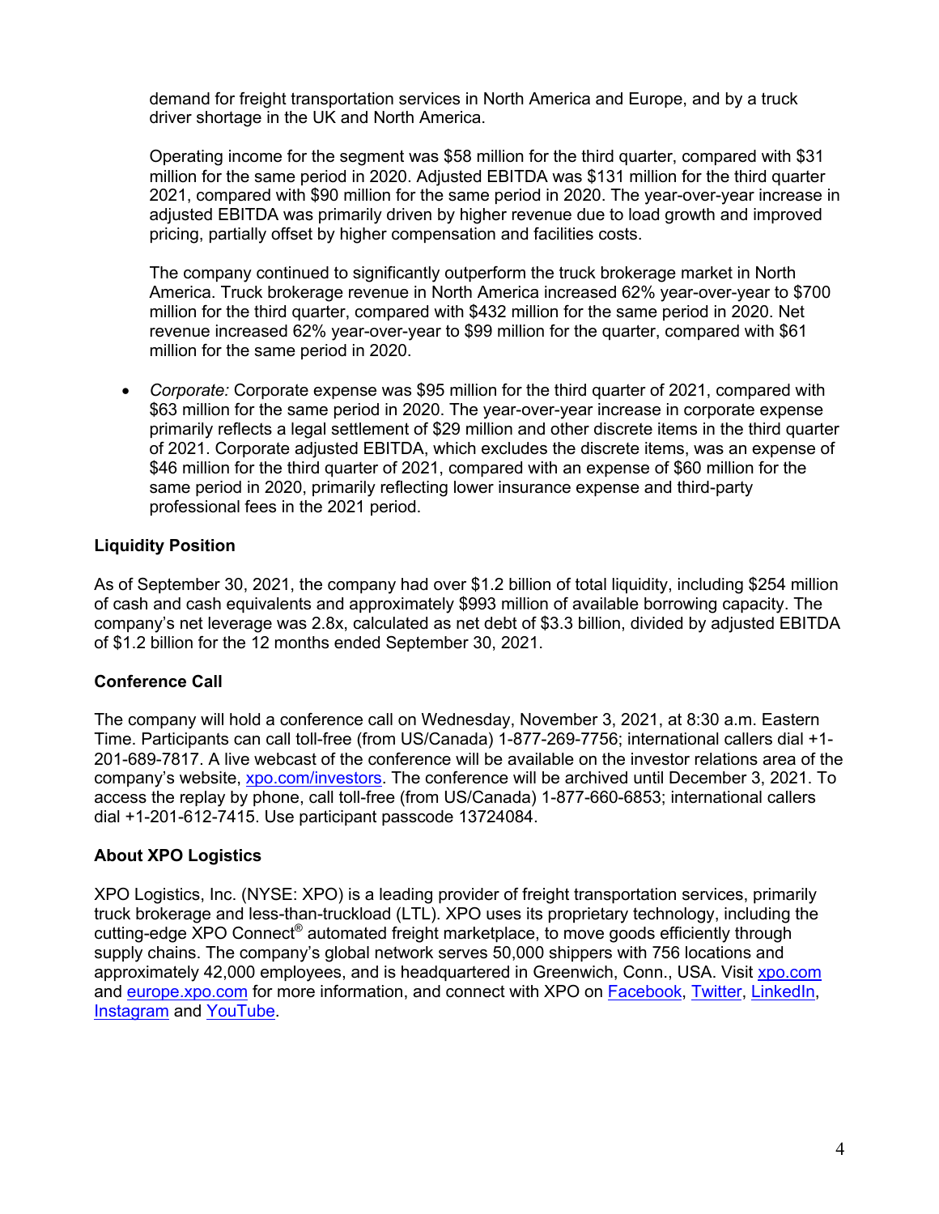demand for freight transportation services in North America and Europe, and by a truck driver shortage in the UK and North America.

Operating income for the segment was $58 million for the third quarter, compared with $31 million for the same period in 2020. Adjusted EBITDA was $131 million for the third quarter 2021, compared with $90 million for the same period in 2020. The year-over-year increase in adjusted EBITDA was primarily driven by higher revenue due to load growth and improved pricing, partially offset by higher compensation and facilities costs.

The company continued to significantly outperform the truck brokerage market in North America. Truck brokerage revenue in North America increased 62% year-over-year to $700 million for the third quarter, compared with $432 million for the same period in 2020. Net revenue increased 62% year-over-year to $99 million for the quarter, compared with $61 million for the same period in 2020.

- *Corporate:* Corporate expense was $95 million for the third quarter of 2021, compared with $63 million for the same period in 2020. The year-over-year increase in corporate expense primarily reflects a legal settlement of $29 million and other discrete items in the third quarter of 2021. Corporate adjusted EBITDA, which excludes the discrete items, was an expense of $46 million for the third quarter of 2021, compared with an expense of $60 million for the same period in 2020, primarily reflecting lower insurance expense and third-party professional fees in the 2021 period.

**Liquidity Position**

As of September 30, 2021, the company had over $1.2 billion of total liquidity, including $254 million of cash and cash equivalents and approximately $993 million of available borrowing capacity. The company's net leverage was 2.8x, calculated as net debt of $3.3 billion, divided by adjusted EBITDA of $1.2 billion for the 12 months ended September 30, 2021.

**Conference Call**

The company will hold a conference call on Wednesday, November 3, 2021, at 8:30 a.m. Eastern Time. Participants can call toll-free (from US/Canada) 1-877-269-7756; international callers dial +1-201-689-7817. A live webcast of the conference will be available on the investor relations area of the company's website, [xpo.com/investors](xpo.com/investors). The conference will be archived until December 3, 2021. To access the replay by phone, call toll-free (from US/Canada) 1-877-660-6853; international callers dial +1-201-612-7415. Use participant passcode 13724084.

**About XPO Logistics**

XPO Logistics, Inc. (NYSE: XPO) is a leading provider of freight transportation services, primarily truck brokerage and less-than-truckload (LTL). XPO uses its proprietary technology, including the cutting-edge XPO Connect® automated freight marketplace, to move goods efficiently through supply chains. The company's global network serves 50,000 shippers with 756 locations and approximately 42,000 employees, and is headquartered in Greenwich, Conn., USA. Visit [xpo.com](xpo.com) and [europe.xpo.com](europe.xpo.com) for more information, and connect with XPO on Facebook, Twitter, LinkedIn, Instagram and YouTube.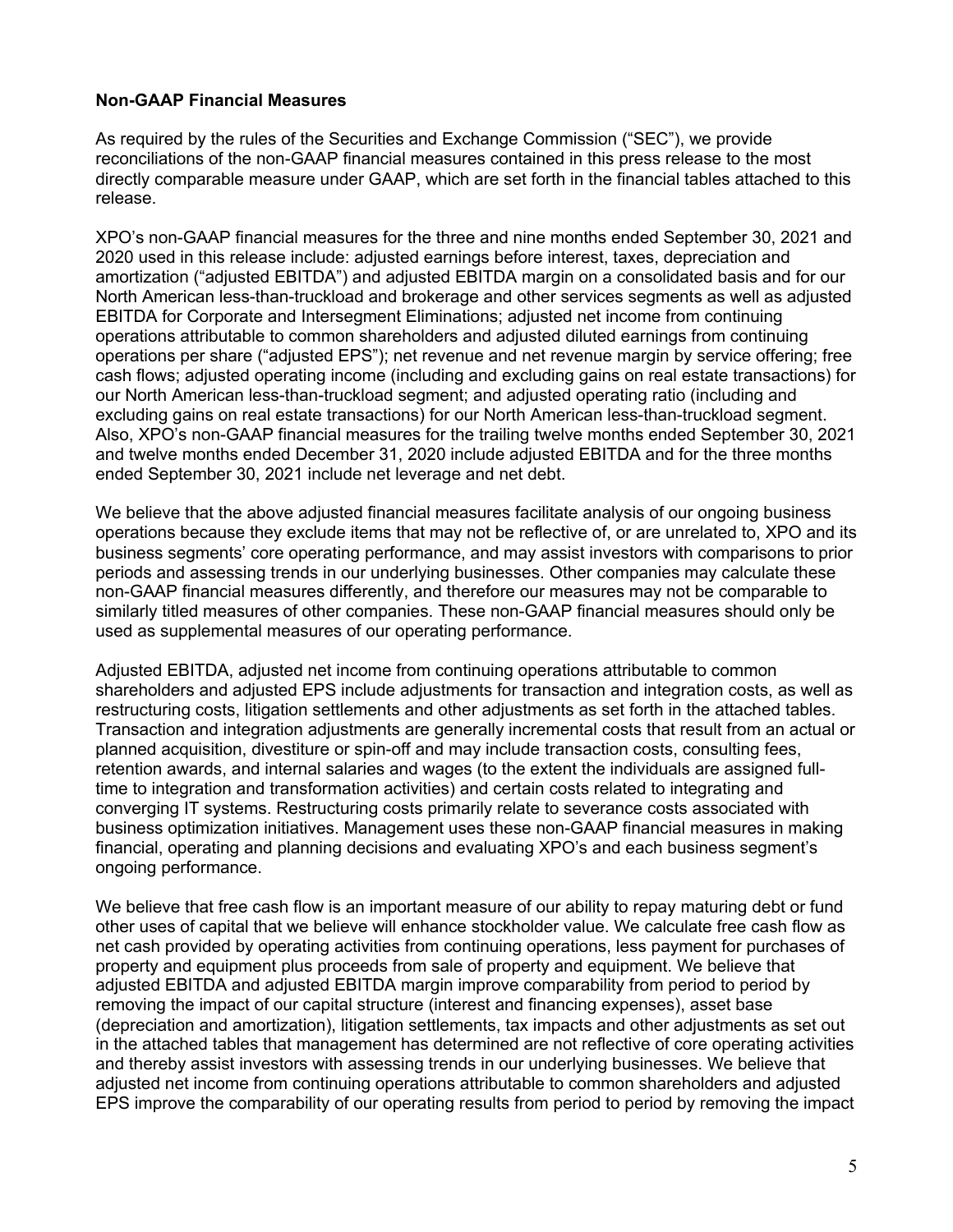**Non-GAAP Financial Measures**

As required by the rules of the Securities and Exchange Commission ("SEC"), we provide reconciliations of the non-GAAP financial measures contained in this press release to the most directly comparable measure under GAAP, which are set forth in the financial tables attached to this release.

XPO's non-GAAP financial measures for the three and nine months ended September 30, 2021 and 2020 used in this release include: adjusted earnings before interest, taxes, depreciation and amortization ("adjusted EBITDA") and adjusted EBITDA margin on a consolidated basis and for our North American less-than-truckload and brokerage and other services segments as well as adjusted EBITDA for Corporate and Intersegment Eliminations; adjusted net income from continuing operations attributable to common shareholders and adjusted diluted earnings from continuing operations per share ("adjusted EPS"); net revenue and net revenue margin by service offering; free cash flows; adjusted operating income (including and excluding gains on real estate transactions) for our North American less-than-truckload segment; and adjusted operating ratio (including and excluding gains on real estate transactions) for our North American less-than-truckload segment. Also, XPO's non-GAAP financial measures for the trailing twelve months ended September 30, 2021 and twelve months ended December 31, 2020 include adjusted EBITDA and for the three months ended September 30, 2021 include net leverage and net debt.

We believe that the above adjusted financial measures facilitate analysis of our ongoing business operations because they exclude items that may not be reflective of, or are unrelated to, XPO and its business segments' core operating performance, and may assist investors with comparisons to prior periods and assessing trends in our underlying businesses. Other companies may calculate these non-GAAP financial measures differently, and therefore our measures may not be comparable to similarly titled measures of other companies. These non-GAAP financial measures should only be used as supplemental measures of our operating performance.

Adjusted EBITDA, adjusted net income from continuing operations attributable to common shareholders and adjusted EPS include adjustments for transaction and integration costs, as well as restructuring costs, litigation settlements and other adjustments as set forth in the attached tables. Transaction and integration adjustments are generally incremental costs that result from an actual or planned acquisition, divestiture or spin-off and may include transaction costs, consulting fees, retention awards, and internal salaries and wages (to the extent the individuals are assigned full-time to integration and transformation activities) and certain costs related to integrating and converging IT systems. Restructuring costs primarily relate to severance costs associated with business optimization initiatives. Management uses these non-GAAP financial measures in making financial, operating and planning decisions and evaluating XPO's and each business segment's ongoing performance.

We believe that free cash flow is an important measure of our ability to repay maturing debt or fund other uses of capital that we believe will enhance stockholder value. We calculate free cash flow as net cash provided by operating activities from continuing operations, less payment for purchases of property and equipment plus proceeds from sale of property and equipment. We believe that adjusted EBITDA and adjusted EBITDA margin improve comparability from period to period by removing the impact of our capital structure (interest and financing expenses), asset base (depreciation and amortization), litigation settlements, tax impacts and other adjustments as set out in the attached tables that management has determined are not reflective of core operating activities and thereby assist investors with assessing trends in our underlying businesses. We believe that adjusted net income from continuing operations attributable to common shareholders and adjusted EPS improve the comparability of our operating results from period to period by removing the impact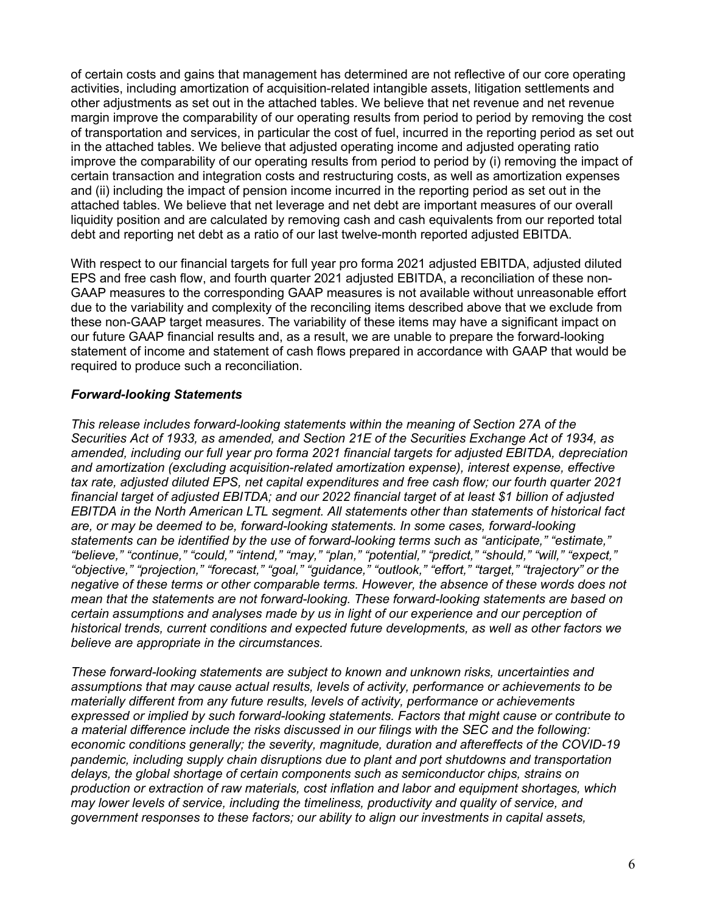of certain costs and gains that management has determined are not reflective of our core operating activities, including amortization of acquisition-related intangible assets, litigation settlements and other adjustments as set out in the attached tables. We believe that net revenue and net revenue margin improve the comparability of our operating results from period to period by removing the cost of transportation and services, in particular the cost of fuel, incurred in the reporting period as set out in the attached tables. We believe that adjusted operating income and adjusted operating ratio improve the comparability of our operating results from period to period by (i) removing the impact of certain transaction and integration costs and restructuring costs, as well as amortization expenses and (ii) including the impact of pension income incurred in the reporting period as set out in the attached tables. We believe that net leverage and net debt are important measures of our overall liquidity position and are calculated by removing cash and cash equivalents from our reported total debt and reporting net debt as a ratio of our last twelve-month reported adjusted EBITDA.

With respect to our financial targets for full year pro forma 2021 adjusted EBITDA, adjusted diluted EPS and free cash flow, and fourth quarter 2021 adjusted EBITDA, a reconciliation of these non-GAAP measures to the corresponding GAAP measures is not available without unreasonable effort due to the variability and complexity of the reconciling items described above that we exclude from these non-GAAP target measures. The variability of these items may have a significant impact on our future GAAP financial results and, as a result, we are unable to prepare the forward-looking statement of income and statement of cash flows prepared in accordance with GAAP that would be required to produce such a reconciliation.

### *Forward-looking Statements*

*This release includes forward-looking statements within the meaning of Section 27A of the Securities Act of 1933, as amended, and Section 21E of the Securities Exchange Act of 1934, as amended, including our full year pro forma 2021 financial targets for adjusted EBITDA, depreciation and amortization (excluding acquisition-related amortization expense), interest expense, effective tax rate, adjusted diluted EPS, net capital expenditures and free cash flow; our fourth quarter 2021 financial target of adjusted EBITDA; and our 2022 financial target of at least $1 billion of adjusted EBITDA in the North American LTL segment. All statements other than statements of historical fact are, or may be deemed to be, forward-looking statements. In some cases, forward-looking statements can be identified by the use of forward-looking terms such as "anticipate," "estimate," "believe," "continue," "could," "intend," "may," "plan," "potential," "predict," "should," "will," "expect," "objective," "projection," "forecast," "goal," "guidance," "outlook," "effort," "target," "trajectory" or the negative of these terms or other comparable terms. However, the absence of these words does not mean that the statements are not forward-looking. These forward-looking statements are based on certain assumptions and analyses made by us in light of our experience and our perception of historical trends, current conditions and expected future developments, as well as other factors we believe are appropriate in the circumstances.*

*These forward-looking statements are subject to known and unknown risks, uncertainties and assumptions that may cause actual results, levels of activity, performance or achievements to be materially different from any future results, levels of activity, performance or achievements expressed or implied by such forward-looking statements. Factors that might cause or contribute to a material difference include the risks discussed in our filings with the SEC and the following: economic conditions generally; the severity, magnitude, duration and aftereffects of the COVID-19 pandemic, including supply chain disruptions due to plant and port shutdowns and transportation delays, the global shortage of certain components such as semiconductor chips, strains on production or extraction of raw materials, cost inflation and labor and equipment shortages, which may lower levels of service, including the timeliness, productivity and quality of service, and government responses to these factors; our ability to align our investments in capital assets,*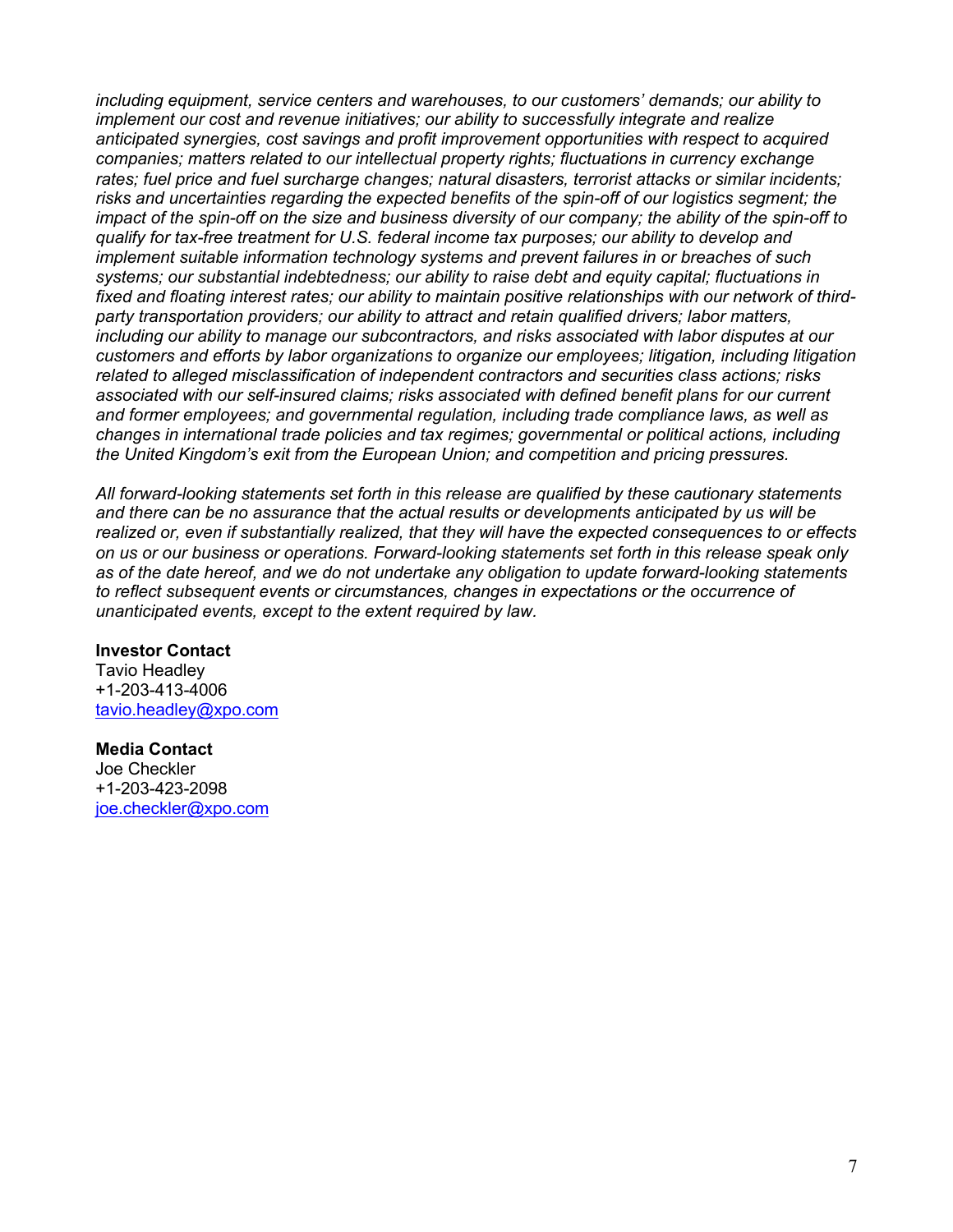*including equipment, service centers and warehouses, to our customers' demands; our ability to implement our cost and revenue initiatives; our ability to successfully integrate and realize anticipated synergies, cost savings and profit improvement opportunities with respect to acquired companies; matters related to our intellectual property rights; fluctuations in currency exchange rates; fuel price and fuel surcharge changes; natural disasters, terrorist attacks or similar incidents; risks and uncertainties regarding the expected benefits of the spin-off of our logistics segment; the impact of the spin-off on the size and business diversity of our company; the ability of the spin-off to qualify for tax-free treatment for U.S. federal income tax purposes; our ability to develop and implement suitable information technology systems and prevent failures in or breaches of such systems; our substantial indebtedness; our ability to raise debt and equity capital; fluctuations in fixed and floating interest rates; our ability to maintain positive relationships with our network of third-party transportation providers; our ability to attract and retain qualified drivers; labor matters, including our ability to manage our subcontractors, and risks associated with labor disputes at our customers and efforts by labor organizations to organize our employees; litigation, including litigation related to alleged misclassification of independent contractors and securities class actions; risks associated with our self-insured claims; risks associated with defined benefit plans for our current and former employees; and governmental regulation, including trade compliance laws, as well as changes in international trade policies and tax regimes; governmental or political actions, including the United Kingdom's exit from the European Union; and competition and pricing pressures.*

*All forward-looking statements set forth in this release are qualified by these cautionary statements and there can be no assurance that the actual results or developments anticipated by us will be realized or, even if substantially realized, that they will have the expected consequences to or effects on us or our business or operations. Forward-looking statements set forth in this release speak only as of the date hereof, and we do not undertake any obligation to update forward-looking statements to reflect subsequent events or circumstances, changes in expectations or the occurrence of unanticipated events, except to the extent required by law.*

**Investor Contact**
Tavio Headley
+1-203-413-4006
tavio.headley@xpo.com

**Media Contact**
Joe Checkler
+1-203-423-2098
joe.checkler@xpo.com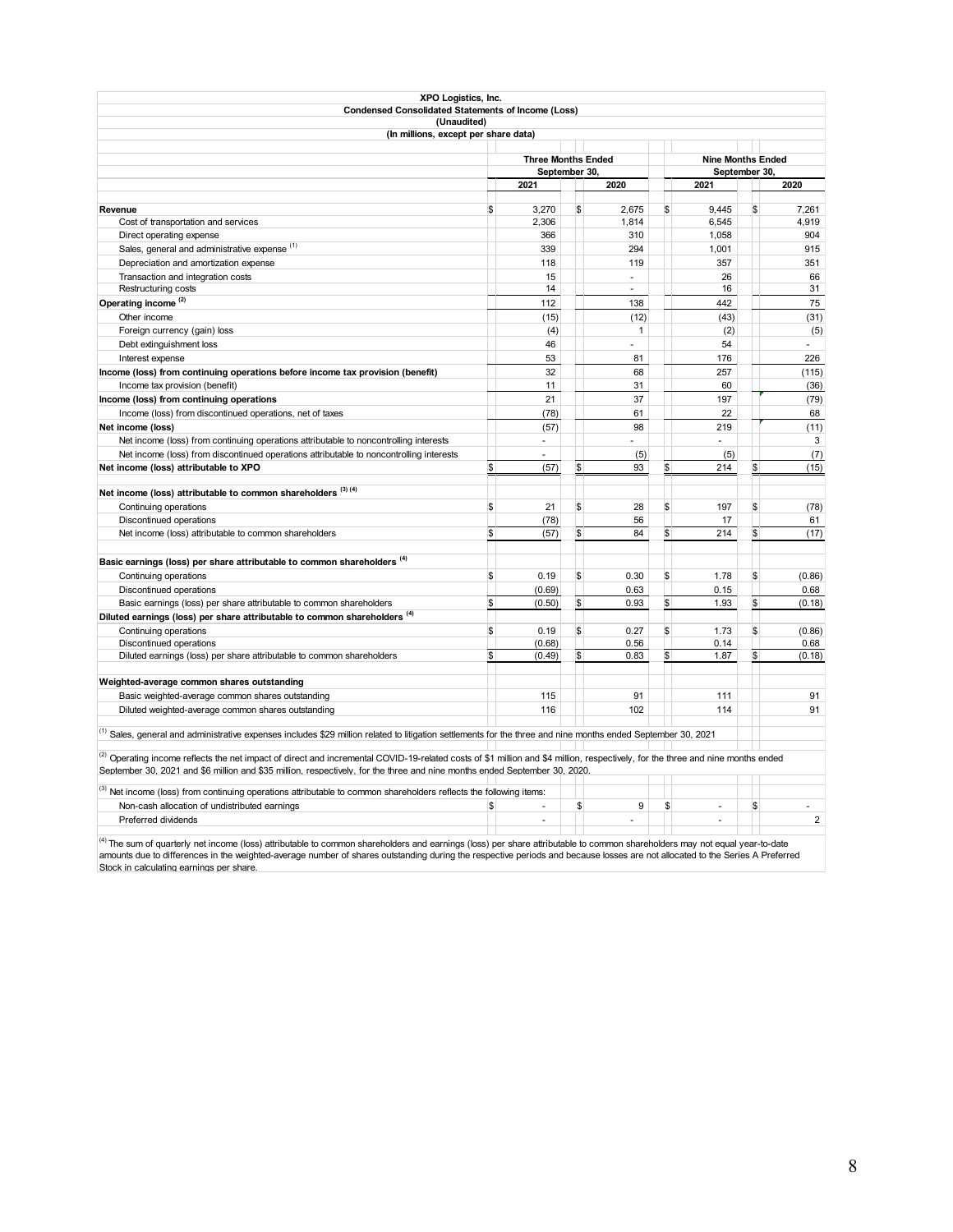**XPO Logistics, Inc.**
**Condensed Consolidated Statements of Income (Loss)**
**(Unaudited)**
**(In millions, except per share data)**

| | Three Months Ended September 30, | | Nine Months Ended September 30, | |
|---|---|---|---|---|
| | 2021 | 2020 | 2021 | 2020 |
| **Revenue** | $ 3,270 | $ 2,675 | $ 9,445 | $ 7,261 |
| Cost of transportation and services | 2,306 | 1,814 | 6,545 | 4,919 |
| Direct operating expense | 366 | 310 | 1,058 | 904 |
| Sales, general and administrative expense [(1)] | 339 | 294 | 1,001 | 915 |
| Depreciation and amortization expense | 118 | 119 | 357 | 351 |
| Transaction and integration costs | 15 | - | 26 | 66 |
| Restructuring costs | 14 | - | 16 | 31 |
| **Operating income [(2)]** | 112 | 138 | 442 | 75 |
| Other income | (15) | (12) | (43) | (31) |
| Foreign currency (gain) loss | (4) | 1 | (2) | (5) |
| Debt extinguishment loss | 46 | - | 54 | - |
| Interest expense | 53 | 81 | 176 | 226 |
| **Income (loss) from continuing operations before income tax provision (benefit)** | 32 | 68 | 257 | (115) |
| Income tax provision (benefit) | 11 | 31 | 60 | (36) |
| **Income (loss) from continuing operations** | 21 | 37 | 197 | (79) |
| Income (loss) from discontinued operations, net of taxes | (78) | 61 | 22 | 68 |
| **Net income (loss)** | (57) | 98 | 219 | (11) |
| Net income (loss) from continuing operations attributable to noncontrolling interests | - | - | - | 3 |
| Net income (loss) from discontinued operations attributable to noncontrolling interests | - | (5) | (5) | (7) |
| **Net income (loss) attributable to XPO** | $ (57) | $ 93 | $ 214 | $ (15) |
| | | | | |
| **Net income (loss) attributable to common shareholders [(3) (4)]** | | | | |
| Continuing operations | $ 21 | $ 28 | $ 197 | $ (78) |
| Discontinued operations | (78) | 56 | 17 | 61 |
| Net income (loss) attributable to common shareholders | $ (57) | $ 84 | $ 214 | $ (17) |
| | | | | |
| **Basic earnings (loss) per share attributable to common shareholders [(4)]** | | | | |
| Continuing operations | $ 0.19 | $ 0.30 | $ 1.78 | $ (0.86) |
| Discontinued operations | (0.69) | 0.63 | 0.15 | 0.68 |
| Basic earnings (loss) per share attributable to common shareholders | $ (0.50) | $ 0.93 | $ 1.93 | $ (0.18) |
| **Diluted earnings (loss) per share attributable to common shareholders [(4)]** | | | | |
| Continuing operations | $ 0.19 | $ 0.27 | $ 1.73 | $ (0.86) |
| Discontinued operations | (0.68) | 0.56 | 0.14 | 0.68 |
| Diluted earnings (loss) per share attributable to common shareholders | $ (0.49) | $ 0.83 | $ 1.87 | $ (0.18) |
| | | | | |
| **Weighted-average common shares outstanding** | | | | |
| Basic weighted-average common shares outstanding | 115 | 91 | 111 | 91 |
| Diluted weighted-average common shares outstanding | 116 | 102 | 114 | 91 |

[(1)] Sales, general and administrative expenses includes $29 million related to litigation settlements for the three and nine months ended September 30, 2021

[(2)] Operating income reflects the net impact of direct and incremental COVID-19-related costs of $1 million and $4 million, respectively, for the three and nine months ended September 30, 2021 and $6 million and $35 million, respectively, for the three and nine months ended September 30, 2020.

[(3)] Net income (loss) from continuing operations attributable to common shareholders reflects the following items:

| | | | | |
|---|---|---|---|---|
| Non-cash allocation of undistributed earnings | $ - | $ 9 | $ - | $ - |
| Preferred dividends | - | - | - | 2 |

[(4)] The sum of quarterly net income (loss) attributable to common shareholders and earnings (loss) per share attributable to common shareholders may not equal year-to-date amounts due to differences in the weighted-average number of shares outstanding during the respective periods and because losses are not allocated to the Series A Preferred Stock in calculating earnings per share.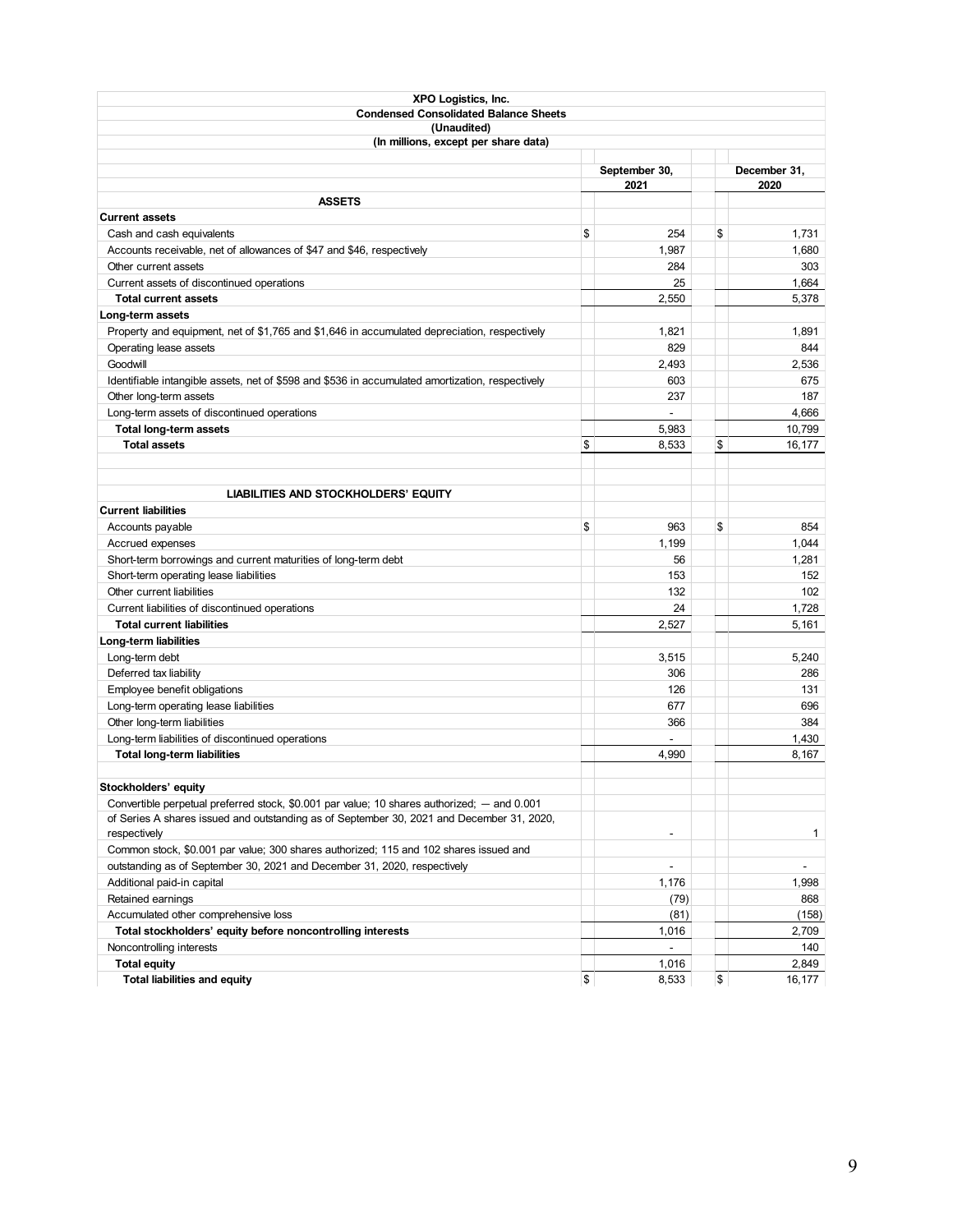**XPO Logistics, Inc.**
**Condensed Consolidated Balance Sheets**
**(Unaudited)**
**(In millions, except per share data)**

| | September 30, 2021 | December 31, 2020 |
|---|---|---|
| **ASSETS** | | |
| **Current assets** | | |
| Cash and cash equivalents | $ 254 | $ 1,731 |
| Accounts receivable, net of allowances of $47 and $46, respectively | 1,987 | 1,680 |
| Other current assets | 284 | 303 |
| Current assets of discontinued operations | 25 | 1,664 |
| **Total current assets** | 2,550 | 5,378 |
| **Long-term assets** | | |
| Property and equipment, net of $1,765 and $1,646 in accumulated depreciation, respectively | 1,821 | 1,891 |
| Operating lease assets | 829 | 844 |
| Goodwill | 2,493 | 2,536 |
| Identifiable intangible assets, net of $598 and $536 in accumulated amortization, respectively | 603 | 675 |
| Other long-term assets | 237 | 187 |
| Long-term assets of discontinued operations | - | 4,666 |
| **Total long-term assets** | 5,983 | 10,799 |
| **Total assets** | $ 8,533 | $ 16,177 |
| | | |
| **LIABILITIES AND STOCKHOLDERS' EQUITY** | | |
| **Current liabilities** | | |
| Accounts payable | $ 963 | $ 854 |
| Accrued expenses | 1,199 | 1,044 |
| Short-term borrowings and current maturities of long-term debt | 56 | 1,281 |
| Short-term operating lease liabilities | 153 | 152 |
| Other current liabilities | 132 | 102 |
| Current liabilities of discontinued operations | 24 | 1,728 |
| **Total current liabilities** | 2,527 | 5,161 |
| **Long-term liabilities** | | |
| Long-term debt | 3,515 | 5,240 |
| Deferred tax liability | 306 | 286 |
| Employee benefit obligations | 126 | 131 |
| Long-term operating lease liabilities | 677 | 696 |
| Other long-term liabilities | 366 | 384 |
| Long-term liabilities of discontinued operations | - | 1,430 |
| **Total long-term liabilities** | 4,990 | 8,167 |
| | | |
| **Stockholders' equity** | | |
| Convertible perpetual preferred stock, $0.001 par value; 10 shares authorized; — and 0.001 of Series A shares issued and outstanding as of September 30, 2021 and December 31, 2020, respectively | - | 1 |
| Common stock, $0.001 par value; 300 shares authorized; 115 and 102 shares issued and outstanding as of September 30, 2021 and December 31, 2020, respectively | - | - |
| Additional paid-in capital | 1,176 | 1,998 |
| Retained earnings | (79) | 868 |
| Accumulated other comprehensive loss | (81) | (158) |
| **Total stockholders' equity before noncontrolling interests** | 1,016 | 2,709 |
| Noncontrolling interests | - | 140 |
| **Total equity** | 1,016 | 2,849 |
| **Total liabilities and equity** | $ 8,533 | $ 16,177 |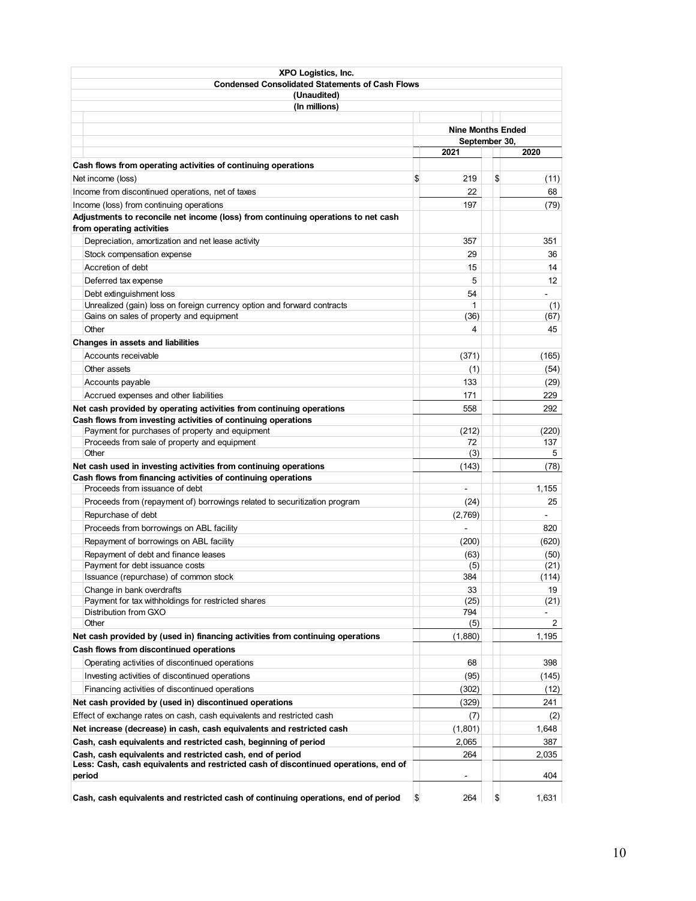**XPO Logistics, Inc.**
**Condensed Consolidated Statements of Cash Flows**
**(Unaudited)**
**(In millions)**

| | Nine Months Ended September 30, | |
|---|---|---|
| | **2021** | **2020** |
| **Cash flows from operating activities of continuing operations** | | |
| Net income (loss) | $ 219 | $ (11) |
| Income from discontinued operations, net of taxes | 22 | 68 |
| Income (loss) from continuing operations | 197 | (79) |
| **Adjustments to reconcile net income (loss) from continuing operations to net cash from operating activities** | | |
| Depreciation, amortization and net lease activity | 357 | 351 |
| Stock compensation expense | 29 | 36 |
| Accretion of debt | 15 | 14 |
| Deferred tax expense | 5 | 12 |
| Debt extinguishment loss | 54 | - |
| Unrealized (gain) loss on foreign currency option and forward contracts | 1 | (1) |
| Gains on sales of property and equipment | (36) | (67) |
| Other | 4 | 45 |
| **Changes in assets and liabilities** | | |
| Accounts receivable | (371) | (165) |
| Other assets | (1) | (54) |
| Accounts payable | 133 | (29) |
| Accrued expenses and other liabilities | 171 | 229 |
| **Net cash provided by operating activities from continuing operations** | 558 | 292 |
| **Cash flows from investing activities of continuing operations** | | |
| Payment for purchases of property and equipment | (212) | (220) |
| Proceeds from sale of property and equipment | 72 | 137 |
| Other | (3) | 5 |
| **Net cash used in investing activities from continuing operations** | (143) | (78) |
| **Cash flows from financing activities of continuing operations** | | |
| Proceeds from issuance of debt | - | 1,155 |
| Proceeds from (repayment of) borrowings related to securitization program | (24) | 25 |
| Repurchase of debt | (2,769) | - |
| Proceeds from borrowings on ABL facility | - | 820 |
| Repayment of borrowings on ABL facility | (200) | (620) |
| Repayment of debt and finance leases | (63) | (50) |
| Payment for debt issuance costs | (5) | (21) |
| Issuance (repurchase) of common stock | 384 | (114) |
| Change in bank overdrafts | 33 | 19 |
| Payment for tax withholdings for restricted shares | (25) | (21) |
| Distribution from GXO | 794 | - |
| Other | (5) | 2 |
| **Net cash provided by (used in) financing activities from continuing operations** | (1,880) | 1,195 |
| **Cash flows from discontinued operations** | | |
| Operating activities of discontinued operations | 68 | 398 |
| Investing activities of discontinued operations | (95) | (145) |
| Financing activities of discontinued operations | (302) | (12) |
| **Net cash provided by (used in) discontinued operations** | (329) | 241 |
| Effect of exchange rates on cash, cash equivalents and restricted cash | (7) | (2) |
| **Net increase (decrease) in cash, cash equivalents and restricted cash** | (1,801) | 1,648 |
| **Cash, cash equivalents and restricted cash, beginning of period** | 2,065 | 387 |
| **Cash, cash equivalents and restricted cash, end of period** | 264 | 2,035 |
| **Less: Cash, cash equivalents and restricted cash of discontinued operations, end of period** | - | 404 |
| **Cash, cash equivalents and restricted cash of continuing operations, end of period** | $ 264 | $ 1,631 |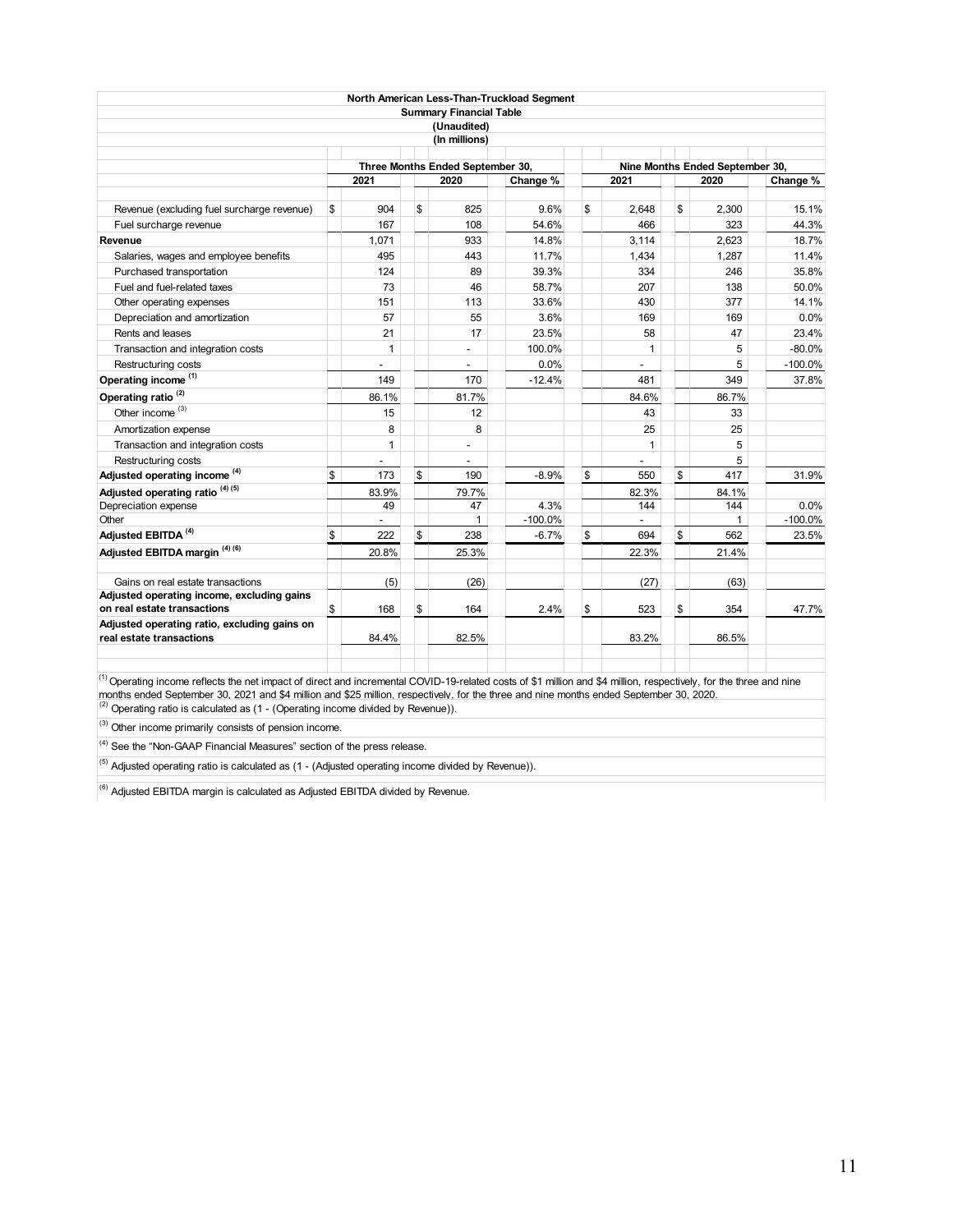**North American Less-Than-Truckload Segment**
**Summary Financial Table**
**(Unaudited)**
**(In millions)**

| | Three Months Ended September 30, | | | Nine Months Ended September 30, | | |
|---|---|---|---|---|---|---|
| | 2021 | 2020 | Change % | 2021 | 2020 | Change % |
| Revenue (excluding fuel surcharge revenue) | $ 904 | $ 825 | 9.6% | $ 2,648 | $ 2,300 | 15.1% |
| Fuel surcharge revenue | 167 | 108 | 54.6% | 466 | 323 | 44.3% |
| **Revenue** | 1,071 | 933 | 14.8% | 3,114 | 2,623 | 18.7% |
| Salaries, wages and employee benefits | 495 | 443 | 11.7% | 1,434 | 1,287 | 11.4% |
| Purchased transportation | 124 | 89 | 39.3% | 334 | 246 | 35.8% |
| Fuel and fuel-related taxes | 73 | 46 | 58.7% | 207 | 138 | 50.0% |
| Other operating expenses | 151 | 113 | 33.6% | 430 | 377 | 14.1% |
| Depreciation and amortization | 57 | 55 | 3.6% | 169 | 169 | 0.0% |
| Rents and leases | 21 | 17 | 23.5% | 58 | 47 | 23.4% |
| Transaction and integration costs | 1 | - | 100.0% | 1 | 5 | -80.0% |
| Restructuring costs | - | - | 0.0% | - | 5 | -100.0% |
| **Operating income [1]** | 149 | 170 | -12.4% | 481 | 349 | 37.8% |
| **Operating ratio [2]** | 86.1% | 81.7% | | 84.6% | 86.7% | |
| Other income [3] | 15 | 12 | | 43 | 33 | |
| Amortization expense | 8 | 8 | | 25 | 25 | |
| Transaction and integration costs | 1 | - | | 1 | 5 | |
| Restructuring costs | - | - | | - | 5 | |
| **Adjusted operating income [4]** | $ 173 | $ 190 | -8.9% | $ 550 | $ 417 | 31.9% |
| **Adjusted operating ratio [4] [5]** | 83.9% | 79.7% | | 82.3% | 84.1% | |
| Depreciation expense | 49 | 47 | 4.3% | 144 | 144 | 0.0% |
| Other | - | 1 | -100.0% | - | 1 | -100.0% |
| **Adjusted EBITDA [4]** | $ 222 | $ 238 | -6.7% | $ 694 | $ 562 | 23.5% |
| **Adjusted EBITDA margin [4] [6]** | 20.8% | 25.3% | | 22.3% | 21.4% | |
| Gains on real estate transactions | (5) | (26) | | (27) | (63) | |
| **Adjusted operating income, excluding gains on real estate transactions** | $ 168 | $ 164 | 2.4% | $ 523 | $ 354 | 47.7% |
| **Adjusted operating ratio, excluding gains on real estate transactions** | 84.4% | 82.5% | | 83.2% | 86.5% | |

[1] Operating income reflects the net impact of direct and incremental COVID-19-related costs of $1 million and $4 million, respectively, for the three and nine months ended September 30, 2021 and $4 million and $25 million, respectively, for the three and nine months ended September 30, 2020.

[2] Operating ratio is calculated as (1 - (Operating income divided by Revenue)).

[3] Other income primarily consists of pension income.

[4] See the "Non-GAAP Financial Measures" section of the press release.

[5] Adjusted operating ratio is calculated as (1 - (Adjusted operating income divided by Revenue)).

[6] Adjusted EBITDA margin is calculated as Adjusted EBITDA divided by Revenue.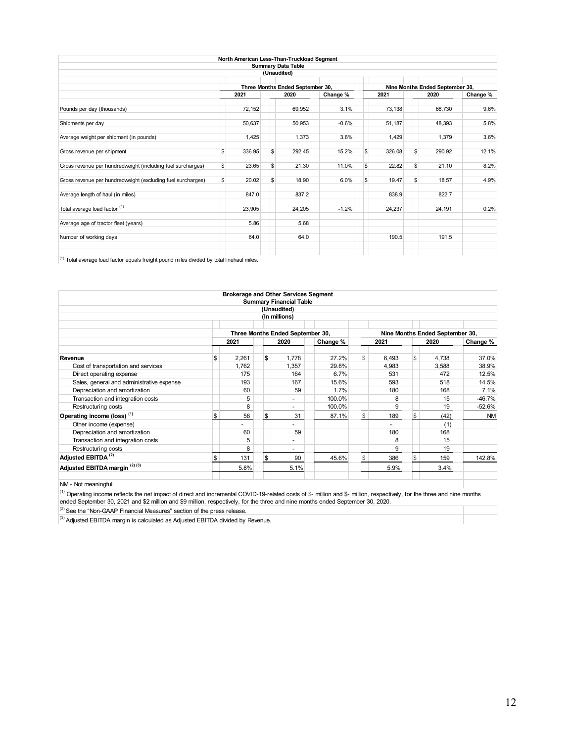**North American Less-Than-Truckload Segment**
**Summary Data Table**
**(Unaudited)**

| | Three Months Ended September 30, | | | Nine Months Ended September 30, | | |
|---|---|---|---|---|---|---|
| | 2021 | 2020 | Change % | 2021 | 2020 | Change % |
| Pounds per day (thousands) | 72,152 | 69,952 | 3.1% | 73,138 | 66,730 | 9.6% |
| Shipments per day | 50,637 | 50,953 | -0.6% | 51,187 | 48,393 | 5.8% |
| Average weight per shipment (in pounds) | 1,425 | 1,373 | 3.8% | 1,429 | 1,379 | 3.6% |
| Gross revenue per shipment | $ 336.95 | $ 292.45 | 15.2% | $ 326.08 | $ 290.92 | 12.1% |
| Gross revenue per hundredweight (including fuel surcharges) | $ 23.65 | $ 21.30 | 11.0% | $ 22.82 | $ 21.10 | 8.2% |
| Gross revenue per hundredweight (excluding fuel surcharges) | $ 20.02 | $ 18.90 | 6.0% | $ 19.47 | $ 18.57 | 4.9% |
| Average length of haul (in miles) | 847.0 | 837.2 | | 838.9 | 822.7 | |
| Total average load factor [1] | 23,905 | 24,205 | -1.2% | 24,237 | 24,191 | 0.2% |
| Average age of tractor fleet (years) | 5.86 | 5.68 | | | | |
| Number of working days | 64.0 | 64.0 | | 190.5 | 191.5 | |

[1] Total average load factor equals freight pound miles divided by total linehaul miles.

**Brokerage and Other Services Segment**
**Summary Financial Table**
**(Unaudited)**
**(In millions)**

| | Three Months Ended September 30, | | | Nine Months Ended September 30, | | |
|---|---|---|---|---|---|---|
| | 2021 | 2020 | Change % | 2021 | 2020 | Change % |
| **Revenue** | $ 2,261 | $ 1,778 | 27.2% | $ 6,493 | $ 4,738 | 37.0% |
| Cost of transportation and services | 1,762 | 1,357 | 29.8% | 4,983 | 3,588 | 38.9% |
| Direct operating expense | 175 | 164 | 6.7% | 531 | 472 | 12.5% |
| Sales, general and administrative expense | 193 | 167 | 15.6% | 593 | 518 | 14.5% |
| Depreciation and amortization | 60 | 59 | 1.7% | 180 | 168 | 7.1% |
| Transaction and integration costs | 5 | - | 100.0% | 8 | 15 | -46.7% |
| Restructuring costs | 8 | - | 100.0% | 9 | 19 | -52.6% |
| **Operating income (loss)** [1] | $ 58 | $ 31 | 87.1% | $ 189 | $ (42) | NM |
| Other income (expense) | - | - | | - | (1) | |
| Depreciation and amortization | 60 | 59 | | 180 | 168 | |
| Transaction and integration costs | 5 | - | | 8 | 15 | |
| Restructuring costs | 8 | - | | 9 | 19 | |
| **Adjusted EBITDA** [2] | $ 131 | $ 90 | 45.6% | $ 386 | $ 159 | 142.8% |
| **Adjusted EBITDA margin** [2] [3] | 5.8% | 5.1% | | 5.9% | 3.4% | |

NM - Not meaningful.

[1] Operating income reflects the net impact of direct and incremental COVID-19-related costs of $- million and $- million, respectively, for the three and nine months ended September 30, 2021 and $2 million and $9 million, respectively, for the three and nine months ended September 30, 2020.

[2] See the "Non-GAAP Financial Measures" section of the press release.

[3] Adjusted EBITDA margin is calculated as Adjusted EBITDA divided by Revenue.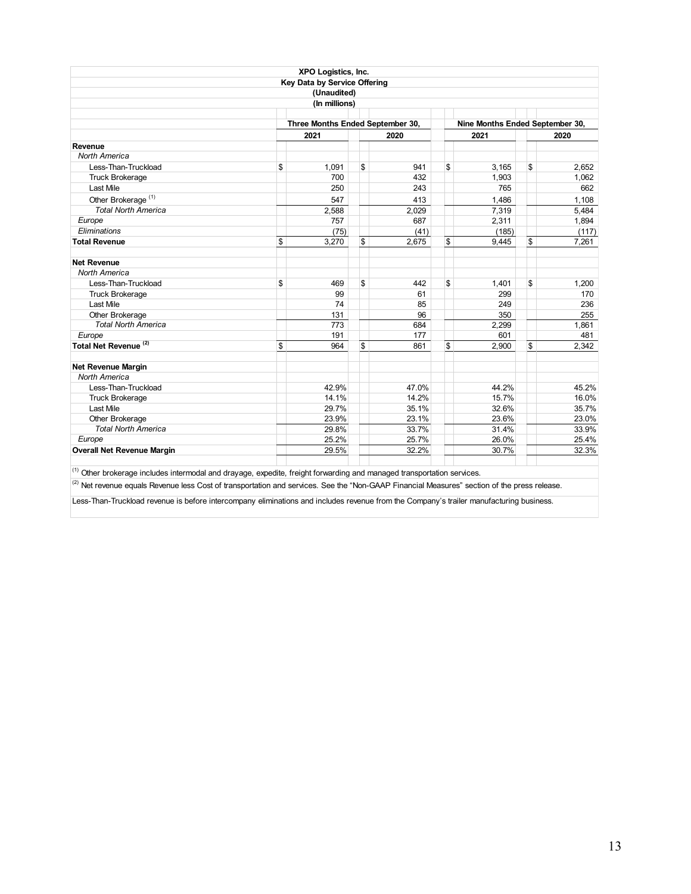**XPO Logistics, Inc.**
**Key Data by Service Offering**
**(Unaudited)**
**(In millions)**

| | Three Months Ended September 30, | | Nine Months Ended September 30, | |
|---|---|---|---|---|
| | 2021 | 2020 | 2021 | 2020 |
| **Revenue** | | | | |
| *North America* | | | | |
| Less-Than-Truckload | $ 1,091 | $ 941 | $ 3,165 | $ 2,652 |
| Truck Brokerage | 700 | 432 | 1,903 | 1,062 |
| Last Mile | 250 | 243 | 765 | 662 |
| Other Brokerage [(1)] | 547 | 413 | 1,486 | 1,108 |
| *Total North America* | 2,588 | 2,029 | 7,319 | 5,484 |
| *Europe* | 757 | 687 | 2,311 | 1,894 |
| *Eliminations* | (75) | (41) | (185) | (117) |
| **Total Revenue** | $ 3,270 | $ 2,675 | $ 9,445 | $ 7,261 |
| | | | | |
| **Net Revenue** | | | | |
| *North America* | | | | |
| Less-Than-Truckload | $ 469 | $ 442 | $ 1,401 | $ 1,200 |
| Truck Brokerage | 99 | 61 | 299 | 170 |
| Last Mile | 74 | 85 | 249 | 236 |
| Other Brokerage | 131 | 96 | 350 | 255 |
| *Total North America* | 773 | 684 | 2,299 | 1,861 |
| *Europe* | 191 | 177 | 601 | 481 |
| **Total Net Revenue [(2)]** | $ 964 | $ 861 | $ 2,900 | $ 2,342 |
| | | | | |
| **Net Revenue Margin** | | | | |
| *North America* | | | | |
| Less-Than-Truckload | 42.9% | 47.0% | 44.2% | 45.2% |
| Truck Brokerage | 14.1% | 14.2% | 15.7% | 16.0% |
| Last Mile | 29.7% | 35.1% | 32.6% | 35.7% |
| Other Brokerage | 23.9% | 23.1% | 23.6% | 23.0% |
| *Total North America* | 29.8% | 33.7% | 31.4% | 33.9% |
| *Europe* | 25.2% | 25.7% | 26.0% | 25.4% |
| **Overall Net Revenue Margin** | 29.5% | 32.2% | 30.7% | 32.3% |

(1) Other brokerage includes intermodal and drayage, expedite, freight forwarding and managed transportation services.

(2) Net revenue equals Revenue less Cost of transportation and services. See the "Non-GAAP Financial Measures" section of the press release.

Less-Than-Truckload revenue is before intercompany eliminations and includes revenue from the Company's trailer manufacturing business.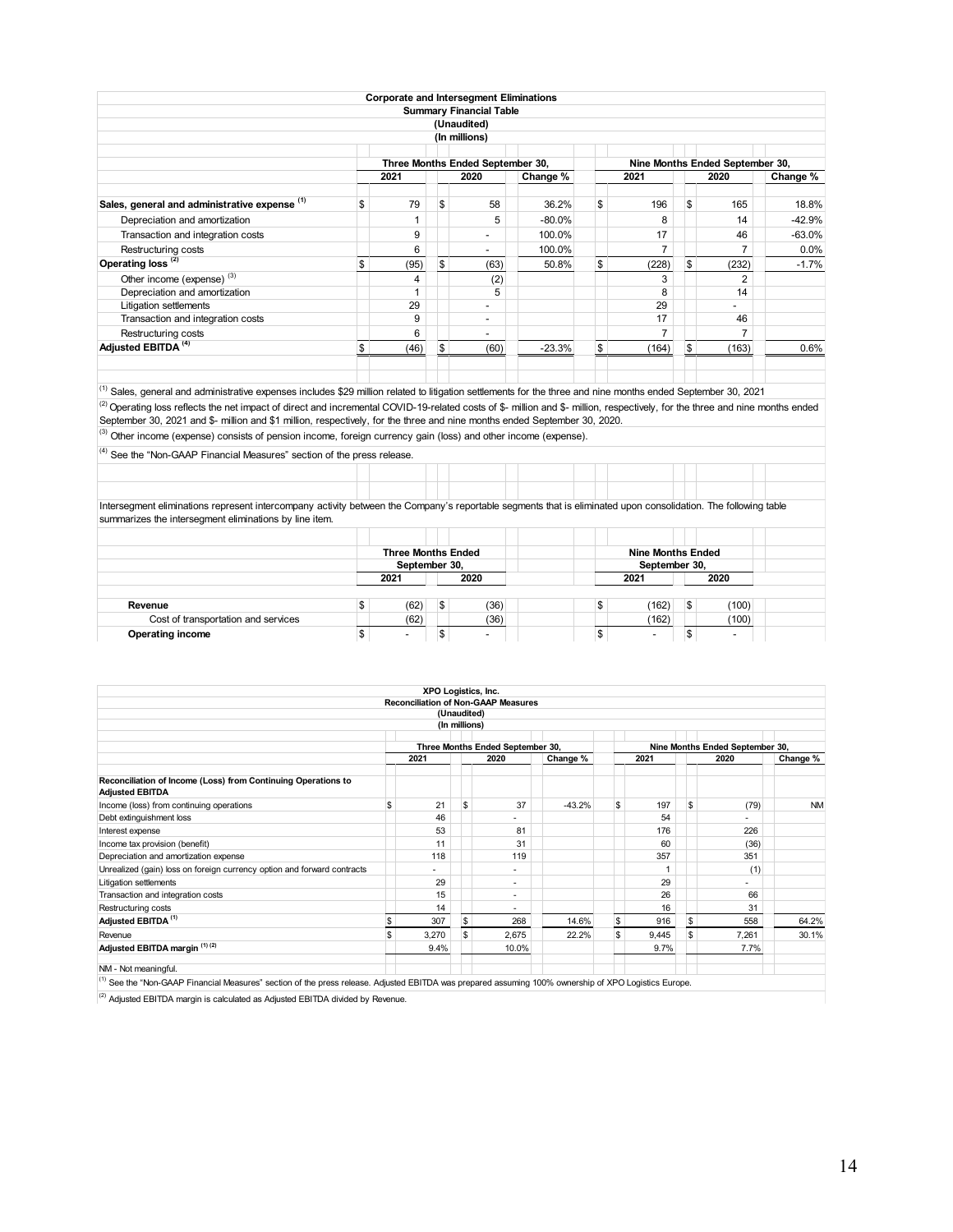**Corporate and Intersegment Eliminations**
**Summary Financial Table**
**(Unaudited)**
**(In millions)**

| | Three Months Ended September 30, | | | Nine Months Ended September 30, | | |
|---|---|---|---|---|---|---|
| | 2021 | 2020 | Change % | 2021 | 2020 | Change % |
| **Sales, general and administrative expense** [1] | $ 79 | $ 58 | 36.2% | $ 196 | $ 165 | 18.8% |
| Depreciation and amortization | 1 | 5 | -80.0% | 8 | 14 | -42.9% |
| Transaction and integration costs | 9 | - | 100.0% | 17 | 46 | -63.0% |
| Restructuring costs | 6 | - | 100.0% | 7 | 7 | 0.0% |
| **Operating loss** [2] | $ (95) | $ (63) | 50.8% | $ (228) | $ (232) | -1.7% |
| Other income (expense) [3] | 4 | (2) | | 3 | 2 | |
| Depreciation and amortization | 1 | 5 | | 8 | 14 | |
| Litigation settlements | 29 | - | | 29 | - | |
| Transaction and integration costs | 9 | - | | 17 | 46 | |
| Restructuring costs | 6 | - | | 7 | 7 | |
| **Adjusted EBITDA** [4] | $ (46) | $ (60) | -23.3% | $ (164) | $ (163) | 0.6% |

[1] Sales, general and administrative expenses includes $29 million related to litigation settlements for the three and nine months ended September 30, 2021

[2] Operating loss reflects the net impact of direct and incremental COVID-19-related costs of $- million and $- million, respectively, for the three and nine months ended September 30, 2021 and $- million and $1 million, respectively, for the three and nine months ended September 30, 2020.

[3] Other income (expense) consists of pension income, foreign currency gain (loss) and other income (expense).

[4] See the "Non-GAAP Financial Measures" section of the press release.

Intersegment eliminations represent intercompany activity between the Company's reportable segments that is eliminated upon consolidation. The following table summarizes the intersegment eliminations by line item.

| | Three Months Ended September 30, | | Nine Months Ended September 30, | |
|---|---|---|---|---|
| | 2021 | 2020 | 2021 | 2020 |
| **Revenue** | $ (62) | $ (36) | $ (162) | $ (100) |
| Cost of transportation and services | (62) | (36) | (162) | (100) |
| **Operating income** | $ - | $ - | $ - | $ - |

**XPO Logistics, Inc.**
**Reconciliation of Non-GAAP Measures**
**(Unaudited)**
**(In millions)**

| | Three Months Ended September 30, | | | Nine Months Ended September 30, | | |
|---|---|---|---|---|---|---|
| | 2021 | 2020 | Change % | 2021 | 2020 | Change % |
| **Reconciliation of Income (Loss) from Continuing Operations to Adjusted EBITDA** | | | | | | |
| Income (loss) from continuing operations | $ 21 | $ 37 | -43.2% | $ 197 | $ (79) | NM |
| Debt extinguishment loss | 46 | - | | 54 | - | |
| Interest expense | 53 | 81 | | 176 | 226 | |
| Income tax provision (benefit) | 11 | 31 | | 60 | (36) | |
| Depreciation and amortization expense | 118 | 119 | | 357 | 351 | |
| Unrealized (gain) loss on foreign currency option and forward contracts | - | - | | 1 | (1) | |
| Litigation settlements | 29 | - | | 29 | - | |
| Transaction and integration costs | 15 | - | | 26 | 66 | |
| Restructuring costs | 14 | - | | 16 | 31 | |
| **Adjusted EBITDA** [1] | $ 307 | $ 268 | 14.6% | $ 916 | $ 558 | 64.2% |
| Revenue | $ 3,270 | $ 2,675 | 22.2% | $ 9,445 | $ 7,261 | 30.1% |
| **Adjusted EBITDA margin** [1] [2] | 9.4% | 10.0% | | 9.7% | 7.7% | |

NM - Not meaningful.

[1] See the "Non-GAAP Financial Measures" section of the press release. Adjusted EBITDA was prepared assuming 100% ownership of XPO Logistics Europe.

[2] Adjusted EBITDA margin is calculated as Adjusted EBITDA divided by Revenue.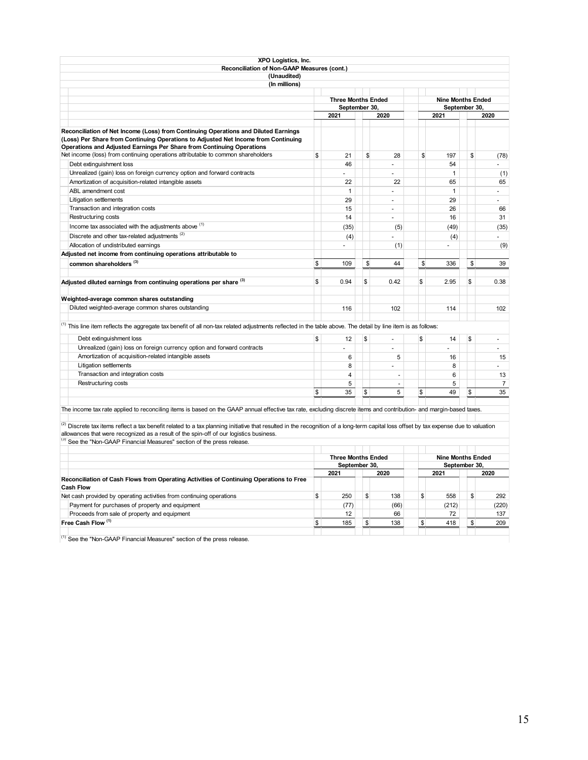**XPO Logistics, Inc.**
**Reconciliation of Non-GAAP Measures (cont.)**
**(Unaudited)**
**(In millions)**

| | Three Months Ended September 30, | | Nine Months Ended September 30, | |
|---|---|---|---|---|
| | 2021 | 2020 | 2021 | 2020 |
| **Reconciliation of Net Income (Loss) from Continuing Operations and Diluted Earnings (Loss) Per Share from Continuing Operations to Adjusted Net Income from Continuing Operations and Adjusted Earnings Per Share from Continuing Operations** | | | | |
| Net income (loss) from continuing operations attributable to common shareholders | $ 21 | $ 28 | $ 197 | $ (78) |
| Debt extinguishment loss | 46 | - | 54 | - |
| Unrealized (gain) loss on foreign currency option and forward contracts | - | - | 1 | (1) |
| Amortization of acquisition-related intangible assets | 22 | 22 | 65 | 65 |
| ABL amendment cost | 1 | - | 1 | - |
| Litigation settlements | 29 | - | 29 | - |
| Transaction and integration costs | 15 | - | 26 | 66 |
| Restructuring costs | 14 | - | 16 | 31 |
| Income tax associated with the adjustments above [(1)] | (35) | (5) | (49) | (35) |
| Discrete and other tax-related adjustments [(2)] | (4) | - | (4) | - |
| Allocation of undistributed earnings | - | (1) | - | (9) |
| **Adjusted net income from continuing operations attributable to common shareholders [(3)]** | $ 109 | $ 44 | $ 336 | $ 39 |
| **Adjusted diluted earnings from continuing operations per share [(3)]** | $ 0.94 | $ 0.42 | $ 2.95 | $ 0.38 |
| **Weighted-average common shares outstanding** | | | | |
| Diluted weighted-average common shares outstanding | 116 | 102 | 114 | 102 |

[(1)] This line item reflects the aggregate tax benefit of all non-tax related adjustments reflected in the table above. The detail by line item is as follows:

| | Three Months Ended September 30, | | Nine Months Ended September 30, | |
|---|---|---|---|---|
| | 2021 | 2020 | 2021 | 2020 |
| Debt extinguishment loss | $ 12 | $ - | $ 14 | $ - |
| Unrealized (gain) loss on foreign currency option and forward contracts | - | - | - | - |
| Amortization of acquisition-related intangible assets | 6 | 5 | 16 | 15 |
| Litigation settlements | 8 | - | 8 | - |
| Transaction and integration costs | 4 | - | 6 | 13 |
| Restructuring costs | 5 | - | 5 | 7 |
| | $ 35 | $ 5 | $ 49 | $ 35 |

The income tax rate applied to reconciling items is based on the GAAP annual effective tax rate, excluding discrete items and contribution- and margin-based taxes.

[(2)] Discrete tax items reflect a tax benefit related to a tax planning initiative that resulted in the recognition of a long-term capital loss offset by tax expense due to valuation allowances that were recognized as a result of the spin-off of our logistics business.

[(3)] See the "Non-GAAP Financial Measures" section of the press release.

| | Three Months Ended September 30, | | Nine Months Ended September 30, | |
|---|---|---|---|---|
| | 2021 | 2020 | 2021 | 2020 |
| **Reconciliation of Cash Flows from Operating Activities of Continuing Operations to Free Cash Flow** | | | | |
| Net cash provided by operating activities from continuing operations | $ 250 | $ 138 | $ 558 | $ 292 |
| Payment for purchases of property and equipment | (77) | (66) | (212) | (220) |
| Proceeds from sale of property and equipment | 12 | 66 | 72 | 137 |
| **Free Cash Flow [(1)]** | $ 185 | $ 138 | $ 418 | $ 209 |

[(1)] See the "Non-GAAP Financial Measures" section of the press release.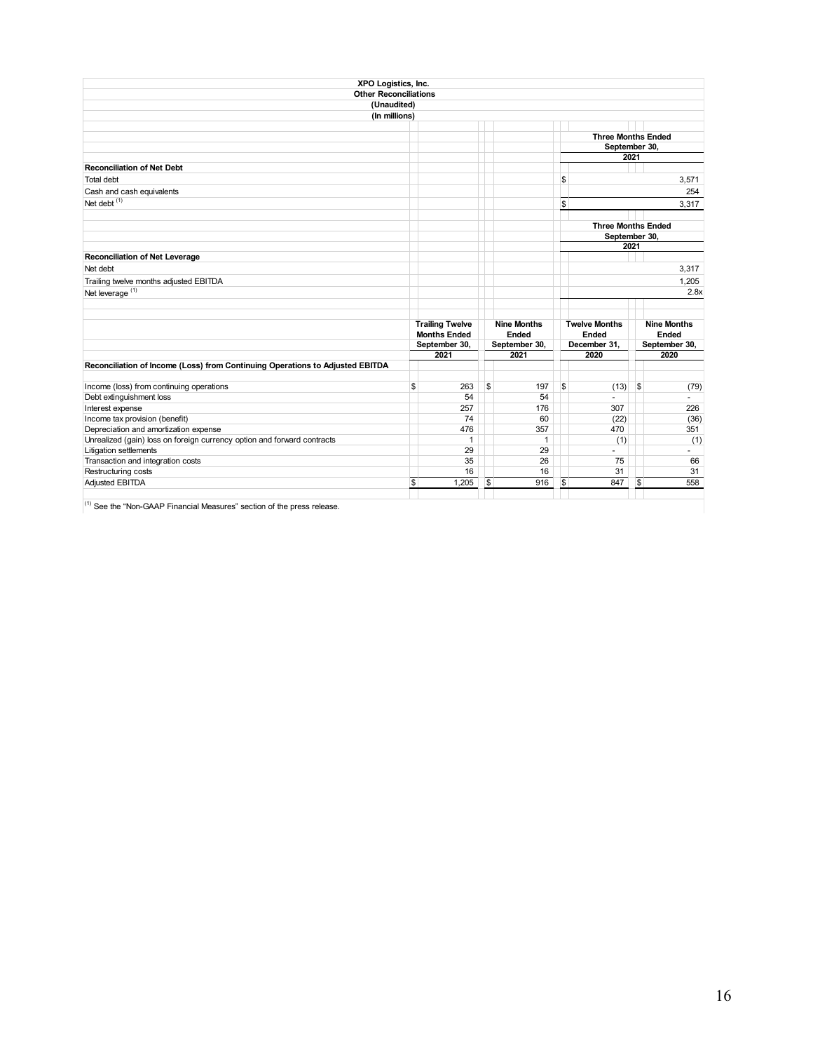**XPO Logistics, Inc.**
**Other Reconciliations**
**(Unaudited)**
**(In millions)**

| | Three Months Ended September 30, 2021 |
|---|---|
| **Reconciliation of Net Debt** | |
| Total debt | $ 3,571 |
| Cash and cash equivalents | 254 |
| Net debt [1] | $ 3,317 |

| | Three Months Ended September 30, 2021 |
|---|---|
| **Reconciliation of Net Leverage** | |
| Net debt | 3,317 |
| Trailing twelve months adjusted EBITDA | 1,205 |
| Net leverage [1] | 2.8x |

| | Trailing Twelve Months Ended September 30, 2021 | Nine Months Ended September 30, 2021 | Twelve Months Ended December 31, 2020 | Nine Months Ended September 30, 2020 |
|---|---|---|---|---|
| **Reconciliation of Income (Loss) from Continuing Operations to Adjusted EBITDA** | | | | |
| Income (loss) from continuing operations | $ 263 | $ 197 | $ (13) | $ (79) |
| Debt extinguishment loss | 54 | 54 | - | - |
| Interest expense | 257 | 176 | 307 | 226 |
| Income tax provision (benefit) | 74 | 60 | (22) | (36) |
| Depreciation and amortization expense | 476 | 357 | 470 | 351 |
| Unrealized (gain) loss on foreign currency option and forward contracts | 1 | 1 | (1) | (1) |
| Litigation settlements | 29 | 29 | - | - |
| Transaction and integration costs | 35 | 26 | 75 | 66 |
| Restructuring costs | 16 | 16 | 31 | 31 |
| Adjusted EBITDA | $ 1,205 | $ 916 | $ 847 | $ 558 |

[1] See the "Non-GAAP Financial Measures" section of the press release.